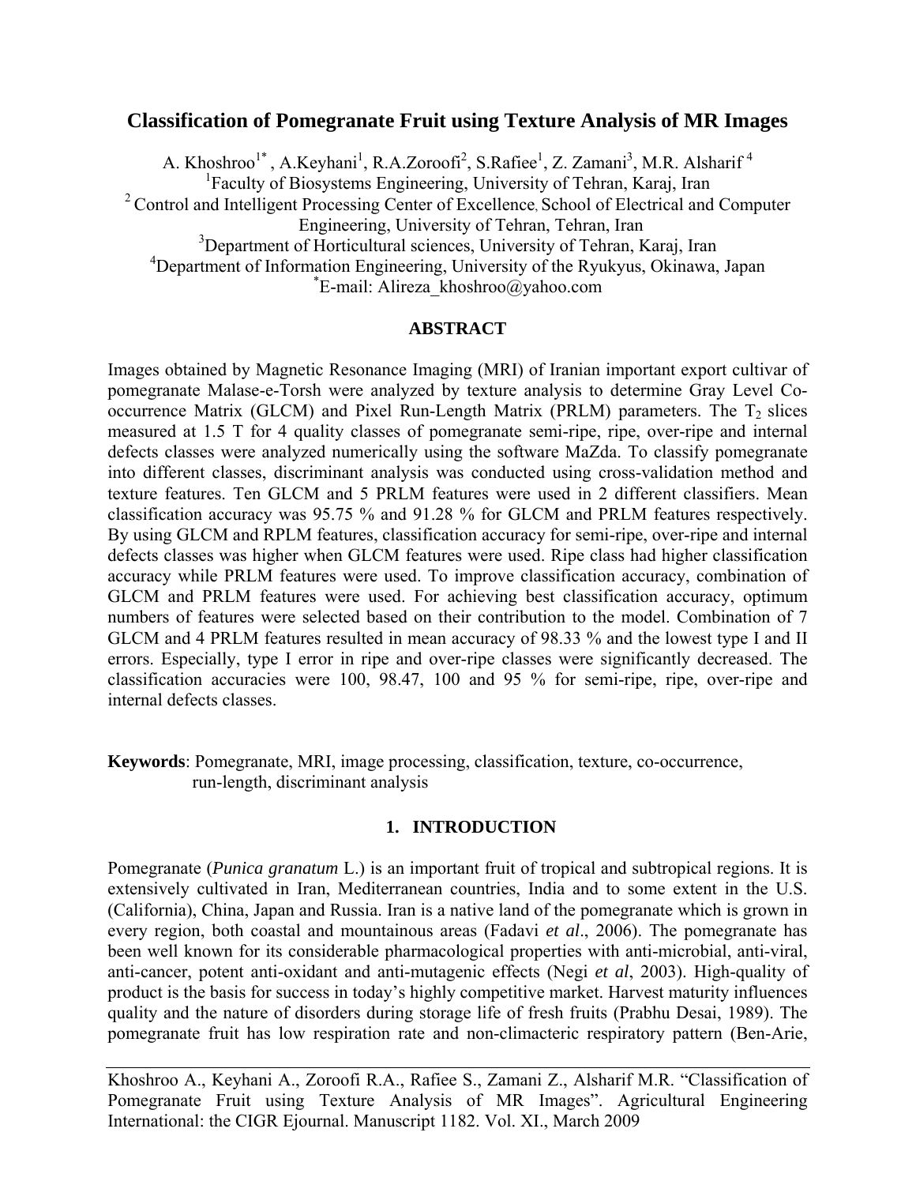# Classification of Pomegranate Fruit using Texture Analysis of MR Images

A. Khoshroo[1*], A.Keyhani[1], R.A.Zoroofi[2], S.Rafiee[1], Z. Zamani[3], M.R. Alsharif[4]

[1]Faculty of Biosystems Engineering, University of Tehran, Karaj, Iran

[2]Control and Intelligent Processing Center of Excellence, School of Electrical and Computer Engineering, University of Tehran, Tehran, Iran

[3]Department of Horticultural sciences, University of Tehran, Karaj, Iran

[4]Department of Information Engineering, University of the Ryukyus, Okinawa, Japan

[*]E-mail: Alireza_khoshroo@yahoo.com

## ABSTRACT

Images obtained by Magnetic Resonance Imaging (MRI) of Iranian important export cultivar of pomegranate Malase-e-Torsh were analyzed by texture analysis to determine Gray Level Co-occurrence Matrix (GLCM) and Pixel Run-Length Matrix (PRLM) parameters. The $T_2$ slices measured at 1.5 T for 4 quality classes of pomegranate semi-ripe, ripe, over-ripe and internal defects classes were analyzed numerically using the software MaZda. To classify pomegranate into different classes, discriminant analysis was conducted using cross-validation method and texture features. Ten GLCM and 5 PRLM features were used in 2 different classifiers. Mean classification accuracy was 95.75 % and 91.28 % for GLCM and PRLM features respectively. By using GLCM and RPLM features, classification accuracy for semi-ripe, over-ripe and internal defects classes was higher when GLCM features were used. Ripe class had higher classification accuracy while PRLM features were used. To improve classification accuracy, combination of GLCM and PRLM features were used. For achieving best classification accuracy, optimum numbers of features were selected based on their contribution to the model. Combination of 7 GLCM and 4 PRLM features resulted in mean accuracy of 98.33 % and the lowest type I and II errors. Especially, type I error in ripe and over-ripe classes were significantly decreased. The classification accuracies were 100, 98.47, 100 and 95 % for semi-ripe, ripe, over-ripe and internal defects classes.

**Keywords**: Pomegranate, MRI, image processing, classification, texture, co-occurrence, run-length, discriminant analysis

## 1. INTRODUCTION

Pomegranate (*Punica granatum* L.) is an important fruit of tropical and subtropical regions. It is extensively cultivated in Iran, Mediterranean countries, India and to some extent in the U.S. (California), China, Japan and Russia. Iran is a native land of the pomegranate which is grown in every region, both coastal and mountainous areas (Fadavi *et al*., 2006). The pomegranate has been well known for its considerable pharmacological properties with anti-microbial, anti-viral, anti-cancer, potent anti-oxidant and anti-mutagenic effects (Negi *et al*, 2003). High-quality of product is the basis for success in today's highly competitive market. Harvest maturity influences quality and the nature of disorders during storage life of fresh fruits (Prabhu Desai, 1989). The pomegranate fruit has low respiration rate and non-climacteric respiratory pattern (Ben-Arie,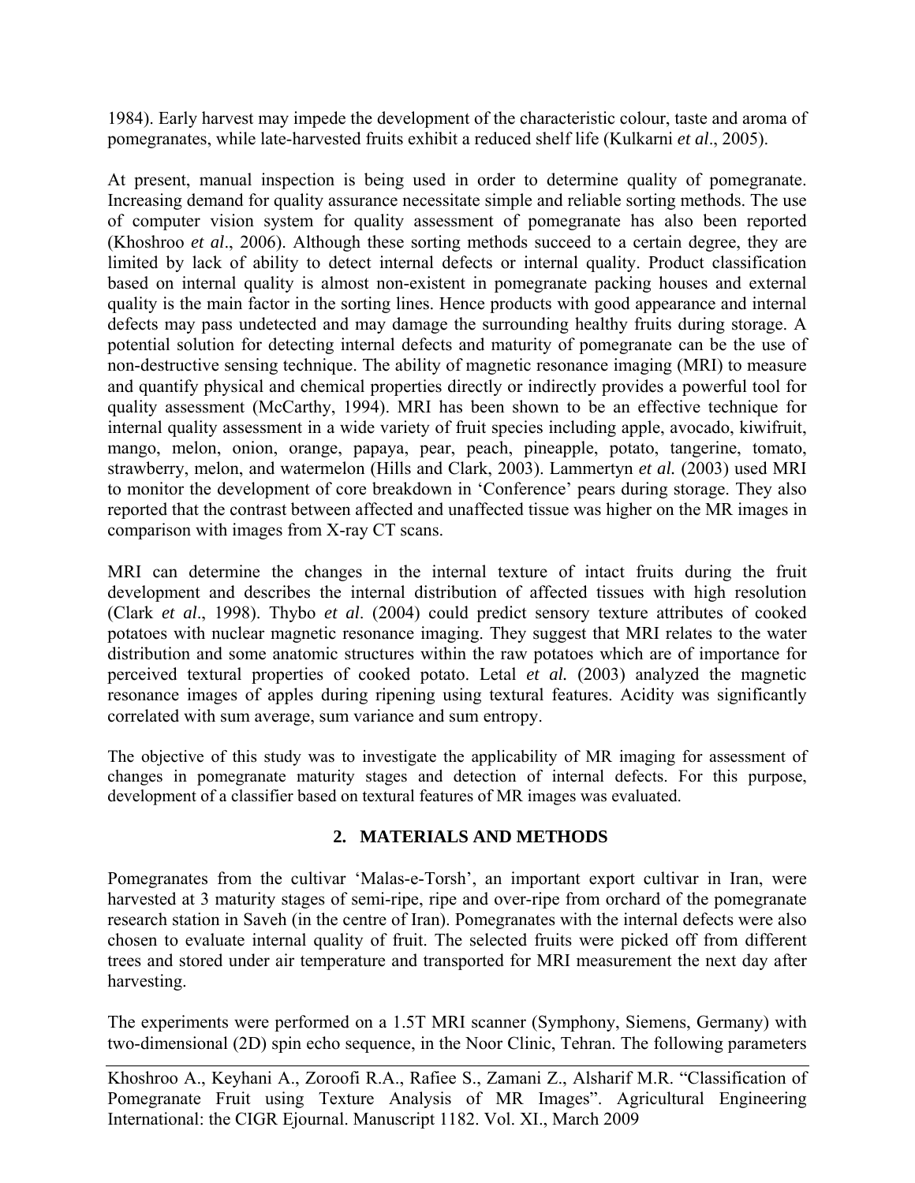1984). Early harvest may impede the development of the characteristic colour, taste and aroma of pomegranates, while late-harvested fruits exhibit a reduced shelf life (Kulkarni *et al*., 2005).

At present, manual inspection is being used in order to determine quality of pomegranate. Increasing demand for quality assurance necessitate simple and reliable sorting methods. The use of computer vision system for quality assessment of pomegranate has also been reported (Khoshroo *et al*., 2006). Although these sorting methods succeed to a certain degree, they are limited by lack of ability to detect internal defects or internal quality. Product classification based on internal quality is almost non-existent in pomegranate packing houses and external quality is the main factor in the sorting lines. Hence products with good appearance and internal defects may pass undetected and may damage the surrounding healthy fruits during storage. A potential solution for detecting internal defects and maturity of pomegranate can be the use of non-destructive sensing technique. The ability of magnetic resonance imaging (MRI) to measure and quantify physical and chemical properties directly or indirectly provides a powerful tool for quality assessment (McCarthy, 1994). MRI has been shown to be an effective technique for internal quality assessment in a wide variety of fruit species including apple, avocado, kiwifruit, mango, melon, onion, orange, papaya, pear, peach, pineapple, potato, tangerine, tomato, strawberry, melon, and watermelon (Hills and Clark, 2003). Lammertyn *et al.* (2003) used MRI to monitor the development of core breakdown in 'Conference' pears during storage. They also reported that the contrast between affected and unaffected tissue was higher on the MR images in comparison with images from X-ray CT scans.

MRI can determine the changes in the internal texture of intact fruits during the fruit development and describes the internal distribution of affected tissues with high resolution (Clark *et al*., 1998). Thybo *et al*. (2004) could predict sensory texture attributes of cooked potatoes with nuclear magnetic resonance imaging. They suggest that MRI relates to the water distribution and some anatomic structures within the raw potatoes which are of importance for perceived textural properties of cooked potato. Letal *et al.* (2003) analyzed the magnetic resonance images of apples during ripening using textural features. Acidity was significantly correlated with sum average, sum variance and sum entropy.

The objective of this study was to investigate the applicability of MR imaging for assessment of changes in pomegranate maturity stages and detection of internal defects. For this purpose, development of a classifier based on textural features of MR images was evaluated.

## 2. MATERIALS AND METHODS

Pomegranates from the cultivar 'Malas-e-Torsh', an important export cultivar in Iran, were harvested at 3 maturity stages of semi-ripe, ripe and over-ripe from orchard of the pomegranate research station in Saveh (in the centre of Iran). Pomegranates with the internal defects were also chosen to evaluate internal quality of fruit. The selected fruits were picked off from different trees and stored under air temperature and transported for MRI measurement the next day after harvesting.

The experiments were performed on a 1.5T MRI scanner (Symphony, Siemens, Germany) with two-dimensional (2D) spin echo sequence, in the Noor Clinic, Tehran. The following parameters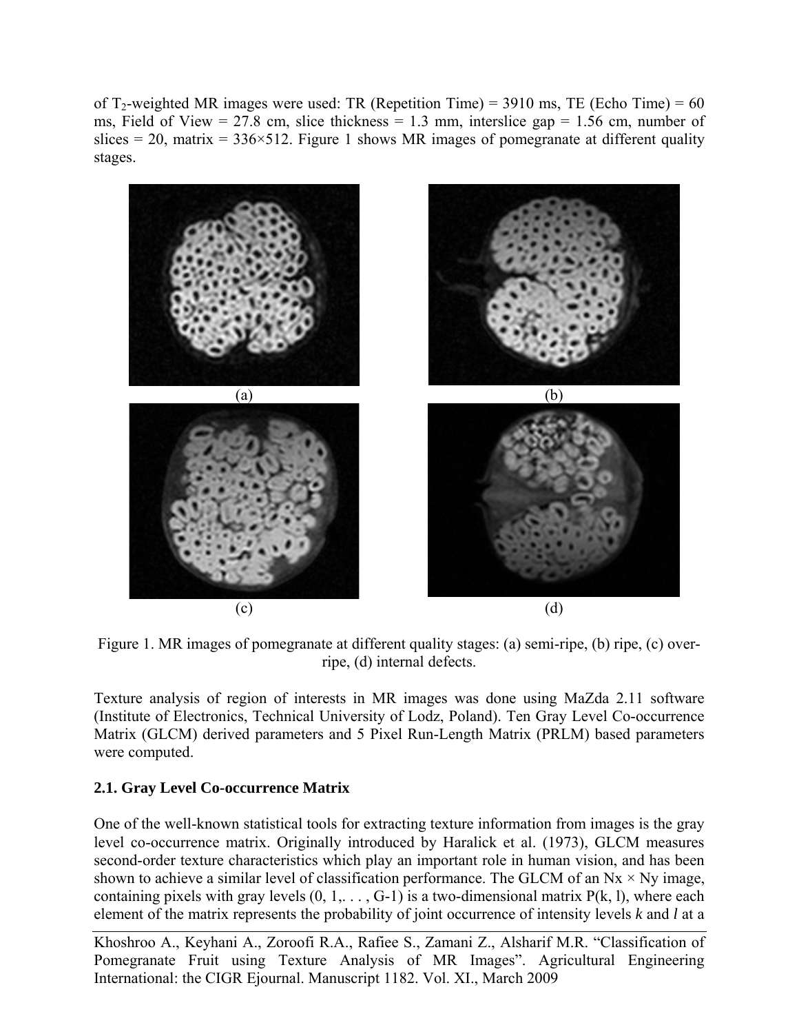of $T_2$-weighted MR images were used: TR (Repetition Time) = 3910 ms, TE (Echo Time) = 60 ms, Field of View = 27.8 cm, slice thickness = 1.3 mm, interslice gap = 1.56 cm, number of slices = 20, matrix = 336×512. Figure 1 shows MR images of pomegranate at different quality stages.

(a) (b)

(c) (d)

Figure 1. MR images of pomegranate at different quality stages: (a) semi-ripe, (b) ripe, (c) over-ripe, (d) internal defects.

Texture analysis of region of interests in MR images was done using MaZda 2.11 software (Institute of Electronics, Technical University of Lodz, Poland). Ten Gray Level Co-occurrence Matrix (GLCM) derived parameters and 5 Pixel Run-Length Matrix (PRLM) based parameters were computed.

### 2.1. Gray Level Co-occurrence Matrix

One of the well-known statistical tools for extracting texture information from images is the gray level co-occurrence matrix. Originally introduced by Haralick et al. (1973), GLCM measures second-order texture characteristics which play an important role in human vision, and has been shown to achieve a similar level of classification performance. The GLCM of an $Nx \times Ny$ image, containing pixels with gray levels $(0, 1, \ldots, G-1)$ is a two-dimensional matrix $P(k, l)$, where each element of the matrix represents the probability of joint occurrence of intensity levels $k$ and $l$ at a

Khoshroo A., Keyhani A., Zoroofi R.A., Rafiee S., Zamani Z., Alsharif M.R. "Classification of Pomegranate Fruit using Texture Analysis of MR Images". Agricultural Engineering International: the CIGR Ejournal. Manuscript 1182. Vol. XI., March 2009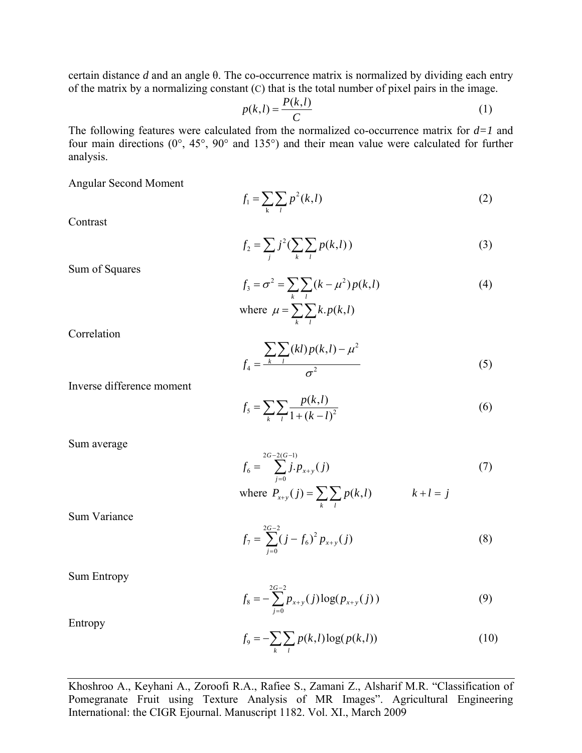certain distance *d* and an angle θ. The co-occurrence matrix is normalized by dividing each entry of the matrix by a normalizing constant (C) that is the total number of pixel pairs in the image.

$$p(k,l) = \frac{P(k,l)}{C} \tag{1}$$

The following features were calculated from the normalized co-occurrence matrix for *d=1* and four main directions (0°, 45°, 90° and 135°) and their mean value were calculated for further analysis.

Angular Second Moment

$$f_1 = \sum_k \sum_l p^2(k,l) \tag{2}$$

Contrast

$$f_2 = \sum_j j^2 (\sum_k \sum_l p(k,l)) \tag{3}$$

Sum of Squares

$$f_3 = \sigma^2 = \sum_k \sum_l (k - \mu^2) p(k,l) \tag{4}$$

$$\text{where } \mu = \sum_k \sum_l k.p(k,l)$$

Correlation

$$f_4 = \frac{\sum_k \sum_l (kl) p(k,l) - \mu^2}{\sigma^2} \tag{5}$$

Inverse difference moment

$$f_5 = \sum_k \sum_l \frac{p(k,l)}{1 + (k-l)^2} \tag{6}$$

Sum average

$$f_6 = \sum_{j=0}^{2G-2(G-1)} j.p_{x+y}(j) \tag{7}$$

$$\text{where } P_{x+y}(j) = \sum_k \sum_l p(k,l) \qquad k + l = j$$

Sum Variance

$$f_7 = \sum_{j=0}^{2G-2} (j - f_6)^2 p_{x+y}(j) \tag{8}$$

Sum Entropy

$$f_8 = -\sum_{j=0}^{2G-2} p_{x+y}(j) \log(p_{x+y}(j)) \tag{9}$$

Entropy

$$f_9 = -\sum_k \sum_l p(k,l) \log(p(k,l)) \tag{10}$$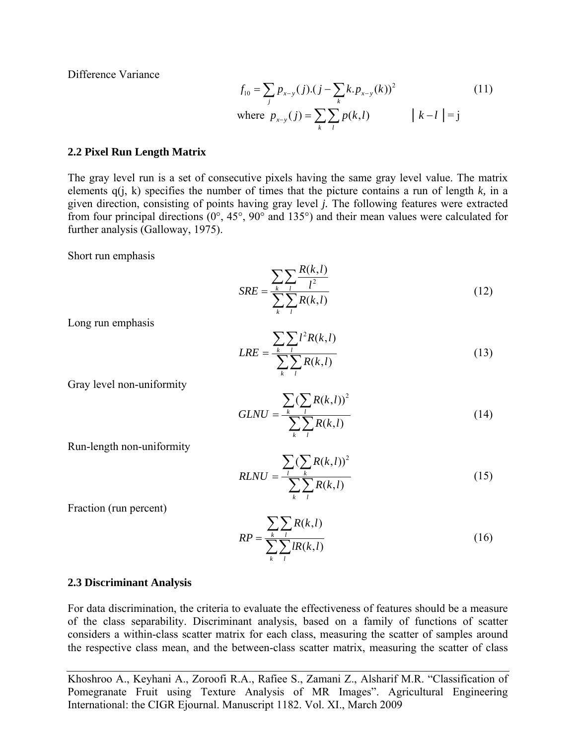Difference Variance

$$f_{10} = \sum_j p_{x-y}(j).(j - \sum_k k.p_{x-y}(k))^2 \tag{11}$$

$$\text{where } p_{x-y}(j) = \sum_k \sum_l p(k,l) \qquad | k - l | = \text{j}$$

### 2.2 Pixel Run Length Matrix

The gray level run is a set of consecutive pixels having the same gray level value. The matrix elements q(j, k) specifies the number of times that the picture contains a run of length *k,* in a given direction, consisting of points having gray level *j.* The following features were extracted from four principal directions (0°, 45°, 90° and 135°) and their mean values were calculated for further analysis (Galloway, 1975).

Short run emphasis

$$SRE = \frac{\sum_k \sum_l \frac{R(k,l)}{l^2}}{\sum_k \sum_l R(k,l)} \tag{12}$$

Long run emphasis

$$LRE = \frac{\sum_k \sum_l l^2 R(k,l)}{\sum_k \sum_l R(k,l)} \tag{13}$$

Gray level non-uniformity

$$GLNU = \frac{\sum_k (\sum_l R(k,l))^2}{\sum_k \sum_l R(k,l)} \tag{14}$$

Run-length non-uniformity

$$RLNU = \frac{\sum_l (\sum_k R(k,l))^2}{\sum_k \sum_l R(k,l)} \tag{15}$$

Fraction (run percent)

$$RP = \frac{\sum_k \sum_l R(k,l)}{\sum_k \sum_l lR(k,l)} \tag{16}$$

### 2.3 Discriminant Analysis

For data discrimination, the criteria to evaluate the effectiveness of features should be a measure of the class separability. Discriminant analysis, based on a family of functions of scatter considers a within-class scatter matrix for each class, measuring the scatter of samples around the respective class mean, and the between-class scatter matrix, measuring the scatter of class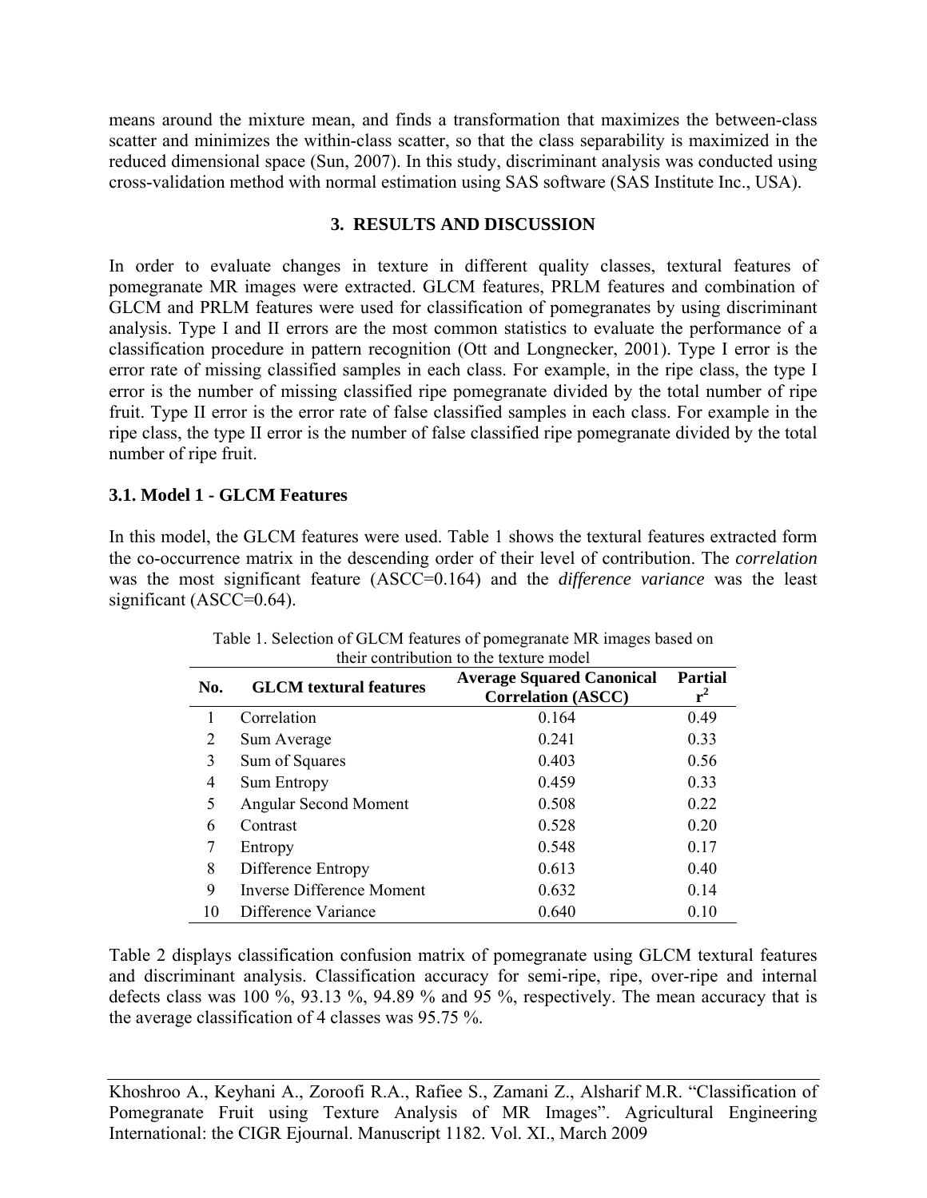means around the mixture mean, and finds a transformation that maximizes the between-class scatter and minimizes the within-class scatter, so that the class separability is maximized in the reduced dimensional space (Sun, 2007). In this study, discriminant analysis was conducted using cross-validation method with normal estimation using SAS software (SAS Institute Inc., USA).

## 3. RESULTS AND DISCUSSION

In order to evaluate changes in texture in different quality classes, textural features of pomegranate MR images were extracted. GLCM features, PRLM features and combination of GLCM and PRLM features were used for classification of pomegranates by using discriminant analysis. Type I and II errors are the most common statistics to evaluate the performance of a classification procedure in pattern recognition (Ott and Longnecker, 2001). Type I error is the error rate of missing classified samples in each class. For example, in the ripe class, the type I error is the number of missing classified ripe pomegranate divided by the total number of ripe fruit. Type II error is the error rate of false classified samples in each class. For example in the ripe class, the type II error is the number of false classified ripe pomegranate divided by the total number of ripe fruit.

### 3.1. Model 1 - GLCM Features

In this model, the GLCM features were used. Table 1 shows the textural features extracted form the co-occurrence matrix in the descending order of their level of contribution. The *correlation* was the most significant feature (ASCC=0.164) and the *difference variance* was the least significant (ASCC=0.64).

Table 1. Selection of GLCM features of pomegranate MR images based on their contribution to the texture model

| No. | GLCM textural features | Average Squared Canonical Correlation (ASCC) | Partial $r^2$ |
|---|---|---|---|
| 1 | Correlation | 0.164 | 0.49 |
| 2 | Sum Average | 0.241 | 0.33 |
| 3 | Sum of Squares | 0.403 | 0.56 |
| 4 | Sum Entropy | 0.459 | 0.33 |
| 5 | Angular Second Moment | 0.508 | 0.22 |
| 6 | Contrast | 0.528 | 0.20 |
| 7 | Entropy | 0.548 | 0.17 |
| 8 | Difference Entropy | 0.613 | 0.40 |
| 9 | Inverse Difference Moment | 0.632 | 0.14 |
| 10 | Difference Variance | 0.640 | 0.10 |

Table 2 displays classification confusion matrix of pomegranate using GLCM textural features and discriminant analysis. Classification accuracy for semi-ripe, ripe, over-ripe and internal defects class was 100 %, 93.13 %, 94.89 % and 95 %, respectively. The mean accuracy that is the average classification of 4 classes was 95.75 %.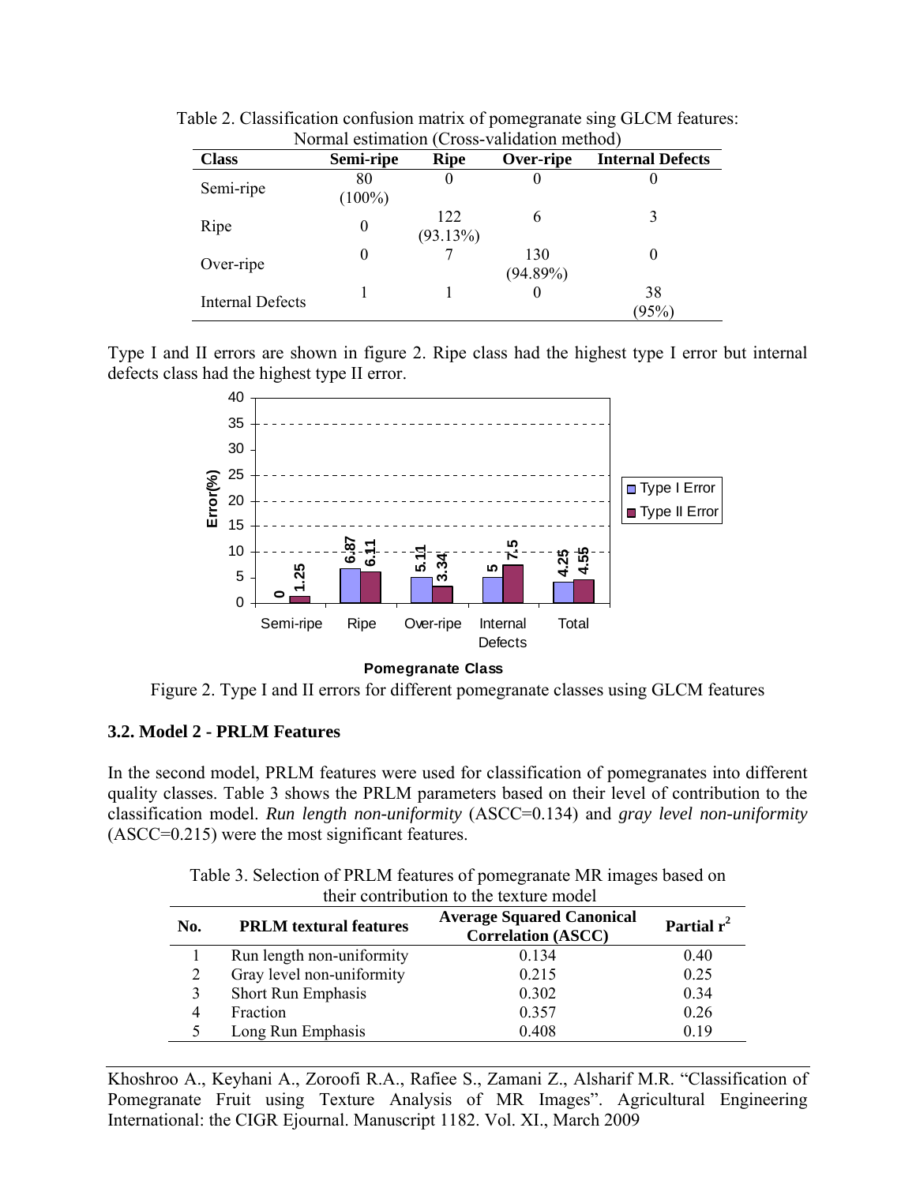Table 2. Classification confusion matrix of pomegranate sing GLCM features: Normal estimation (Cross-validation method)

| Class | Semi-ripe | Ripe | Over-ripe | Internal Defects |
|---|---|---|---|---|
| Semi-ripe | 80 (100%) | 0 | 0 | 0 |
| Ripe | 0 | 122 (93.13%) | 6 | 3 |
| Over-ripe | 0 | 7 | 130 (94.89%) | 0 |
| Internal Defects | 1 | 1 | 0 | 38 (95%) |

Type I and II errors are shown in figure 2. Ripe class had the highest type I error but internal defects class had the highest type II error.

Figure 2. Type I and II errors for different pomegranate classes using GLCM features

### 3.2. Model 2 - PRLM Features

In the second model, PRLM features were used for classification of pomegranates into different quality classes. Table 3 shows the PRLM parameters based on their level of contribution to the classification model. *Run length non-uniformity* (ASCC=0.134) and *gray level non-uniformity* (ASCC=0.215) were the most significant features.

Table 3. Selection of PRLM features of pomegranate MR images based on their contribution to the texture model

| No. | PRLM textural features | Average Squared Canonical Correlation (ASCC) | Partial $r^2$ |
|---|---|---|---|
| 1 | Run length non-uniformity | 0.134 | 0.40 |
| 2 | Gray level non-uniformity | 0.215 | 0.25 |
| 3 | Short Run Emphasis | 0.302 | 0.34 |
| 4 | Fraction | 0.357 | 0.26 |
| 5 | Long Run Emphasis | 0.408 | 0.19 |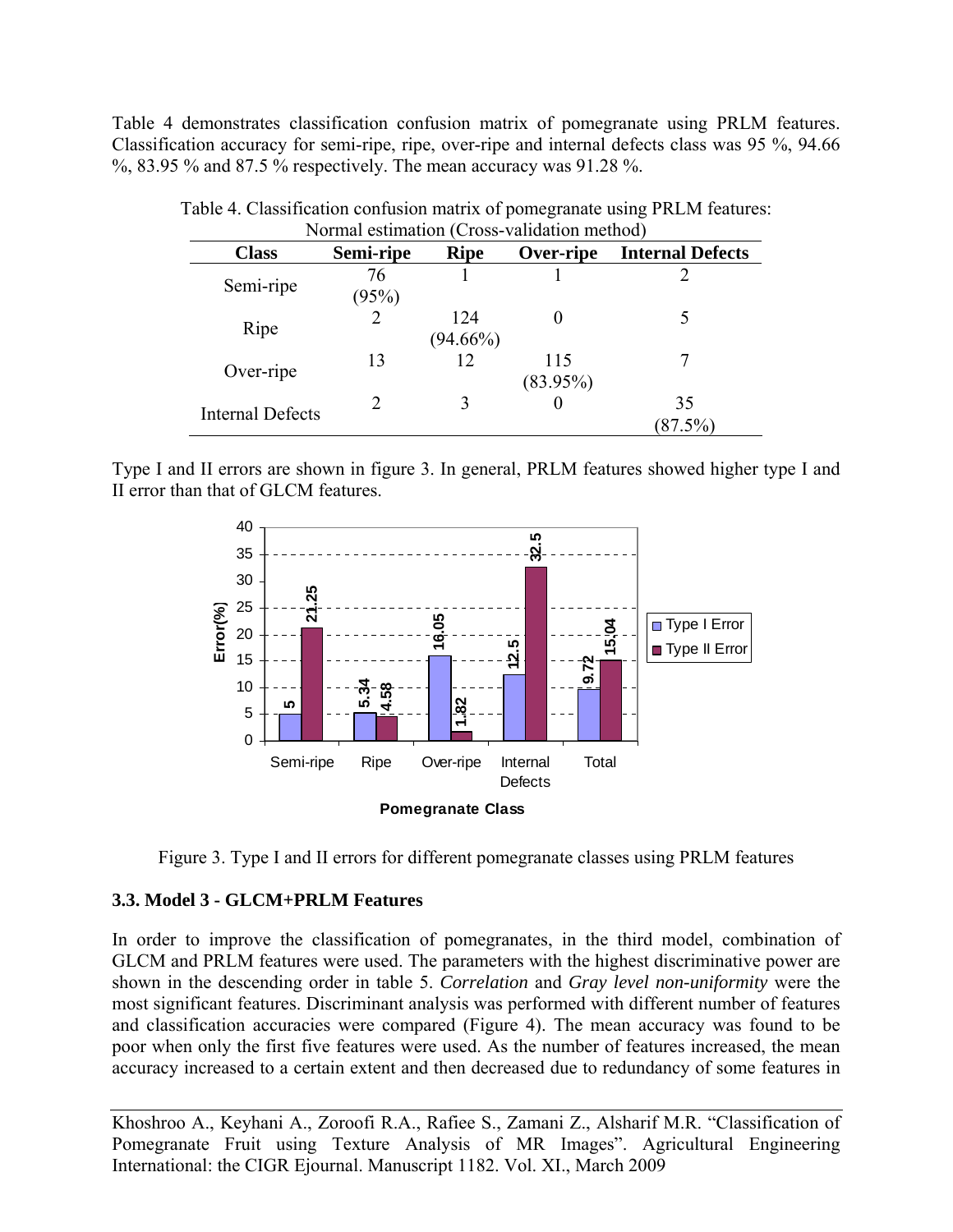Table 4 demonstrates classification confusion matrix of pomegranate using PRLM features. Classification accuracy for semi-ripe, ripe, over-ripe and internal defects class was 95 %, 94.66 %, 83.95 % and 87.5 % respectively. The mean accuracy was 91.28 %.

Table 4. Classification confusion matrix of pomegranate using PRLM features: Normal estimation (Cross-validation method)

| Class | Semi-ripe | Ripe | Over-ripe | Internal Defects |
|---|---|---|---|---|
| Semi-ripe | 76 (95%) | 1 | 1 | 2 |
| Ripe | 2 | 124 (94.66%) | 0 | 5 |
| Over-ripe | 13 | 12 | 115 (83.95%) | 7 |
| Internal Defects | 2 | 3 | 0 | 35 (87.5%) |

Type I and II errors are shown in figure 3. In general, PRLM features showed higher type I and II error than that of GLCM features.

| Pomegranate Class | Type I Error (%) | Type II Error (%) |
|---|---|---|
| Semi-ripe | 5 | 21.25 |
| Ripe | 5.34 | 4.58 |
| Over-ripe | 16.05 | 1.82 |
| Internal Defects | 12.5 | 32.5 |
| Total | 9.72 | 15.04 |

Figure 3. Type I and II errors for different pomegranate classes using PRLM features

### 3.3. Model 3 - GLCM+PRLM Features

In order to improve the classification of pomegranates, in the third model, combination of GLCM and PRLM features were used. The parameters with the highest discriminative power are shown in the descending order in table 5. *Correlation* and *Gray level non-uniformity* were the most significant features. Discriminant analysis was performed with different number of features and classification accuracies were compared (Figure 4). The mean accuracy was found to be poor when only the first five features were used. As the number of features increased, the mean accuracy increased to a certain extent and then decreased due to redundancy of some features in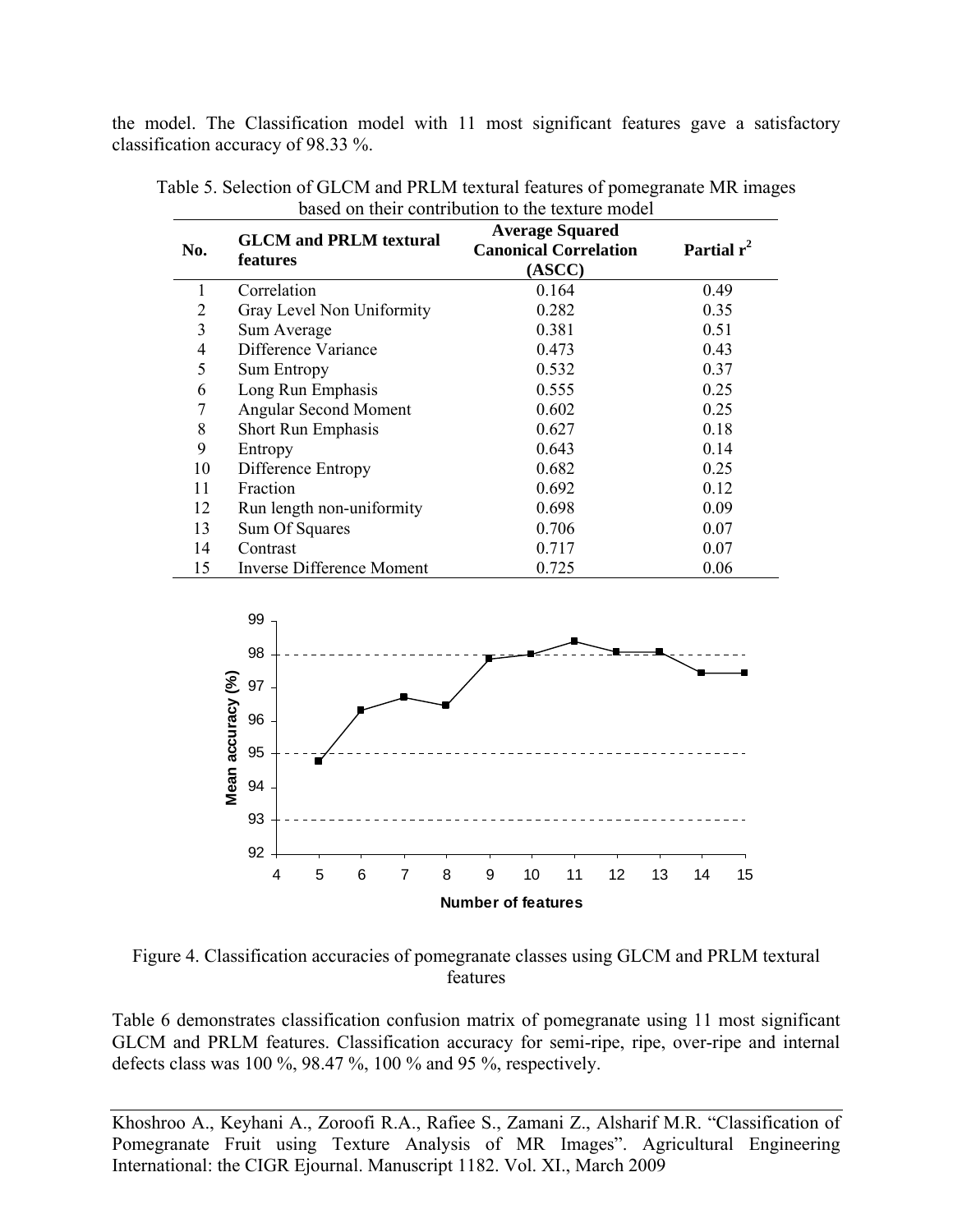the model. The Classification model with 11 most significant features gave a satisfactory classification accuracy of 98.33 %.

Table 5. Selection of GLCM and PRLM textural features of pomegranate MR images based on their contribution to the texture model

| No. | GLCM and PRLM textural features | Average Squared Canonical Correlation (ASCC) | Partial $r^2$ |
|---|---|---|---|
| 1 | Correlation | 0.164 | 0.49 |
| 2 | Gray Level Non Uniformity | 0.282 | 0.35 |
| 3 | Sum Average | 0.381 | 0.51 |
| 4 | Difference Variance | 0.473 | 0.43 |
| 5 | Sum Entropy | 0.532 | 0.37 |
| 6 | Long Run Emphasis | 0.555 | 0.25 |
| 7 | Angular Second Moment | 0.602 | 0.25 |
| 8 | Short Run Emphasis | 0.627 | 0.18 |
| 9 | Entropy | 0.643 | 0.14 |
| 10 | Difference Entropy | 0.682 | 0.25 |
| 11 | Fraction | 0.692 | 0.12 |
| 12 | Run length non-uniformity | 0.698 | 0.09 |
| 13 | Sum Of Squares | 0.706 | 0.07 |
| 14 | Contrast | 0.717 | 0.07 |
| 15 | Inverse Difference Moment | 0.725 | 0.06 |

Figure 4. Classification accuracies of pomegranate classes using GLCM and PRLM textural features

Table 6 demonstrates classification confusion matrix of pomegranate using 11 most significant GLCM and PRLM features. Classification accuracy for semi-ripe, ripe, over-ripe and internal defects class was 100 %, 98.47 %, 100 % and 95 %, respectively.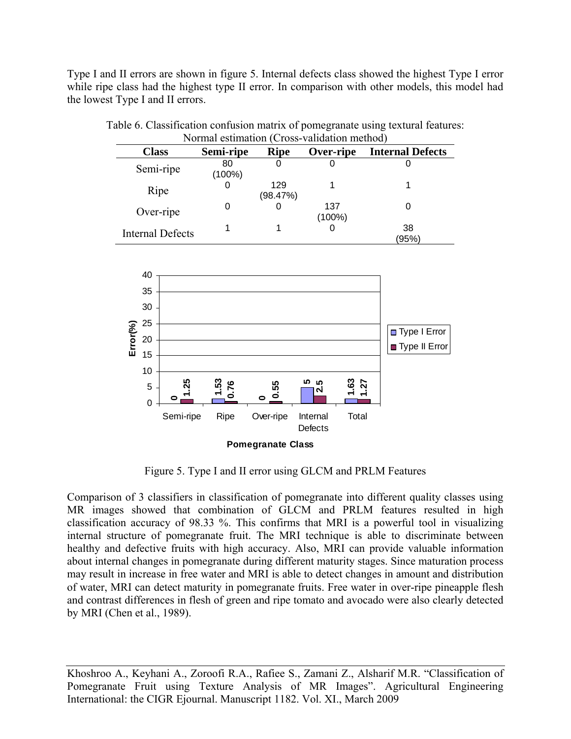Type I and II errors are shown in figure 5. Internal defects class showed the highest Type I error while ripe class had the highest type II error. In comparison with other models, this model had the lowest Type I and II errors.

Table 6. Classification confusion matrix of pomegranate using textural features: Normal estimation (Cross-validation method)

| Class | Semi-ripe | Ripe | Over-ripe | Internal Defects |
|---|---|---|---|---|
| Semi-ripe | 80 (100%) | 0 | 0 | 0 |
| Ripe | 0 | 129 (98.47%) | 1 | 1 |
| Over-ripe | 0 | 0 | 137 (100%) | 0 |
| Internal Defects | 1 | 1 | 0 | 38 (95%) |

| Pomegranate Class | Type I Error (%) | Type II Error (%) |
|---|---|---|
| Semi-ripe | 0 | 1.25 |
| Ripe | 1.53 | 0.76 |
| Over-ripe | 0 | 0.55 |
| Internal Defects | 5 | 2.5 |
| Total | 1.63 | 1.27 |

Figure 5. Type I and II error using GLCM and PRLM Features

Comparison of 3 classifiers in classification of pomegranate into different quality classes using MR images showed that combination of GLCM and PRLM features resulted in high classification accuracy of 98.33 %. This confirms that MRI is a powerful tool in visualizing internal structure of pomegranate fruit. The MRI technique is able to discriminate between healthy and defective fruits with high accuracy. Also, MRI can provide valuable information about internal changes in pomegranate during different maturity stages. Since maturation process may result in increase in free water and MRI is able to detect changes in amount and distribution of water, MRI can detect maturity in pomegranate fruits. Free water in over-ripe pineapple flesh and contrast differences in flesh of green and ripe tomato and avocado were also clearly detected by MRI (Chen et al., 1989).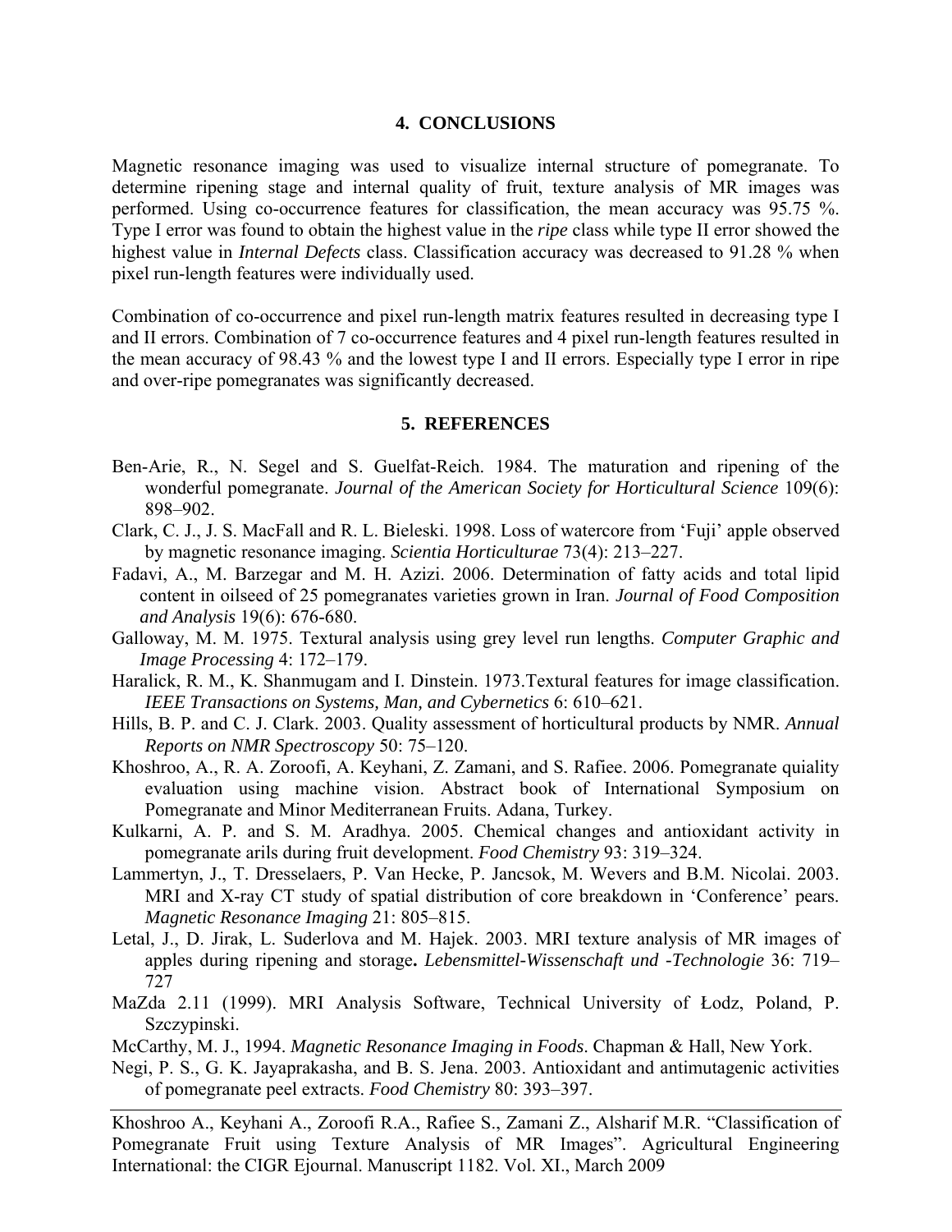## 4. CONCLUSIONS

Magnetic resonance imaging was used to visualize internal structure of pomegranate. To determine ripening stage and internal quality of fruit, texture analysis of MR images was performed. Using co-occurrence features for classification, the mean accuracy was 95.75 %. Type I error was found to obtain the highest value in the *ripe* class while type II error showed the highest value in *Internal Defects* class. Classification accuracy was decreased to 91.28 % when pixel run-length features were individually used.

Combination of co-occurrence and pixel run-length matrix features resulted in decreasing type I and II errors. Combination of 7 co-occurrence features and 4 pixel run-length features resulted in the mean accuracy of 98.43 % and the lowest type I and II errors. Especially type I error in ripe and over-ripe pomegranates was significantly decreased.

## 5. REFERENCES

Ben-Arie, R., N. Segel and S. Guelfat-Reich. 1984. The maturation and ripening of the wonderful pomegranate. *Journal of the American Society for Horticultural Science* 109(6): 898–902.

Clark, C. J., J. S. MacFall and R. L. Bieleski. 1998. Loss of watercore from 'Fuji' apple observed by magnetic resonance imaging. *Scientia Horticulturae* 73(4): 213–227.

Fadavi, A., M. Barzegar and M. H. Azizi. 2006. Determination of fatty acids and total lipid content in oilseed of 25 pomegranates varieties grown in Iran. *Journal of Food Composition and Analysis* 19(6): 676-680.

Galloway, M. M. 1975. Textural analysis using grey level run lengths. *Computer Graphic and Image Processing* 4: 172–179.

Haralick, R. M., K. Shanmugam and I. Dinstein. 1973.Textural features for image classification. *IEEE Transactions on Systems, Man, and Cybernetics* 6: 610–621.

Hills, B. P. and C. J. Clark. 2003. Quality assessment of horticultural products by NMR. *Annual Reports on NMR Spectroscopy* 50: 75–120.

Khoshroo, A., R. A. Zoroofi, A. Keyhani, Z. Zamani, and S. Rafiee. 2006. Pomegranate quiality evaluation using machine vision. Abstract book of International Symposium on Pomegranate and Minor Mediterranean Fruits. Adana, Turkey.

Kulkarni, A. P. and S. M. Aradhya. 2005. Chemical changes and antioxidant activity in pomegranate arils during fruit development. *Food Chemistry* 93: 319–324.

Lammertyn, J., T. Dresselaers, P. Van Hecke, P. Jancsok, M. Wevers and B.M. Nicolai. 2003. MRI and X-ray CT study of spatial distribution of core breakdown in 'Conference' pears. *Magnetic Resonance Imaging* 21: 805–815.

Letal, J., D. Jirak, L. Suderlova and M. Hajek. 2003. MRI texture analysis of MR images of apples during ripening and storage**.** *Lebensmittel-Wissenschaft und -Technologie* 36: 719–727

MaZda 2.11 (1999). MRI Analysis Software, Technical University of Łodz, Poland, P. Szczypinski.

McCarthy, M. J., 1994. *Magnetic Resonance Imaging in Foods*. Chapman & Hall, New York.

Negi, P. S., G. K. Jayaprakasha, and B. S. Jena. 2003. Antioxidant and antimutagenic activities of pomegranate peel extracts. *Food Chemistry* 80: 393–397.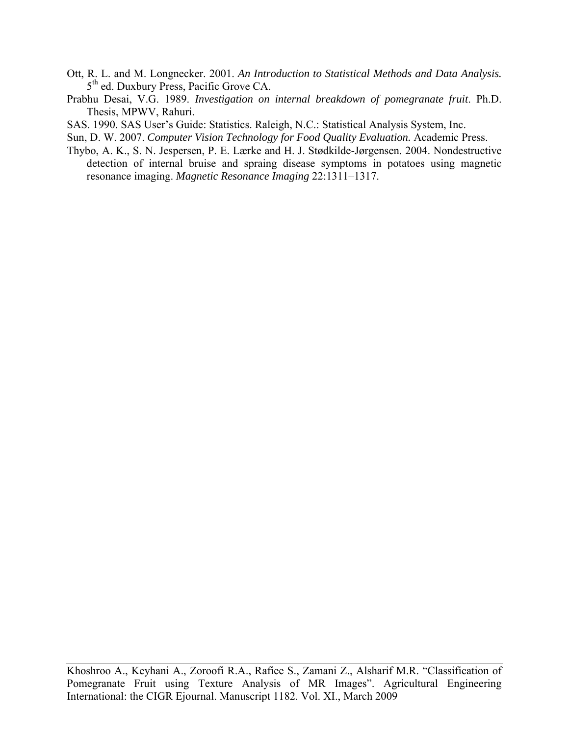Ott, R. L. and M. Longnecker. 2001. *An Introduction to Statistical Methods and Data Analysis.* 5th ed. Duxbury Press, Pacific Grove CA.

Prabhu Desai, V.G. 1989. *Investigation on internal breakdown of pomegranate fruit*. Ph.D. Thesis, MPWV, Rahuri.

SAS. 1990. SAS User's Guide: Statistics. Raleigh, N.C.: Statistical Analysis System, Inc.

Sun, D. W. 2007. *Computer Vision Technology for Food Quality Evaluation.* Academic Press.

Thybo, A. K., S. N. Jespersen, P. E. Lærke and H. J. Stødkilde-Jørgensen. 2004. Nondestructive detection of internal bruise and spraing disease symptoms in potatoes using magnetic resonance imaging. *Magnetic Resonance Imaging* 22:1311–1317.